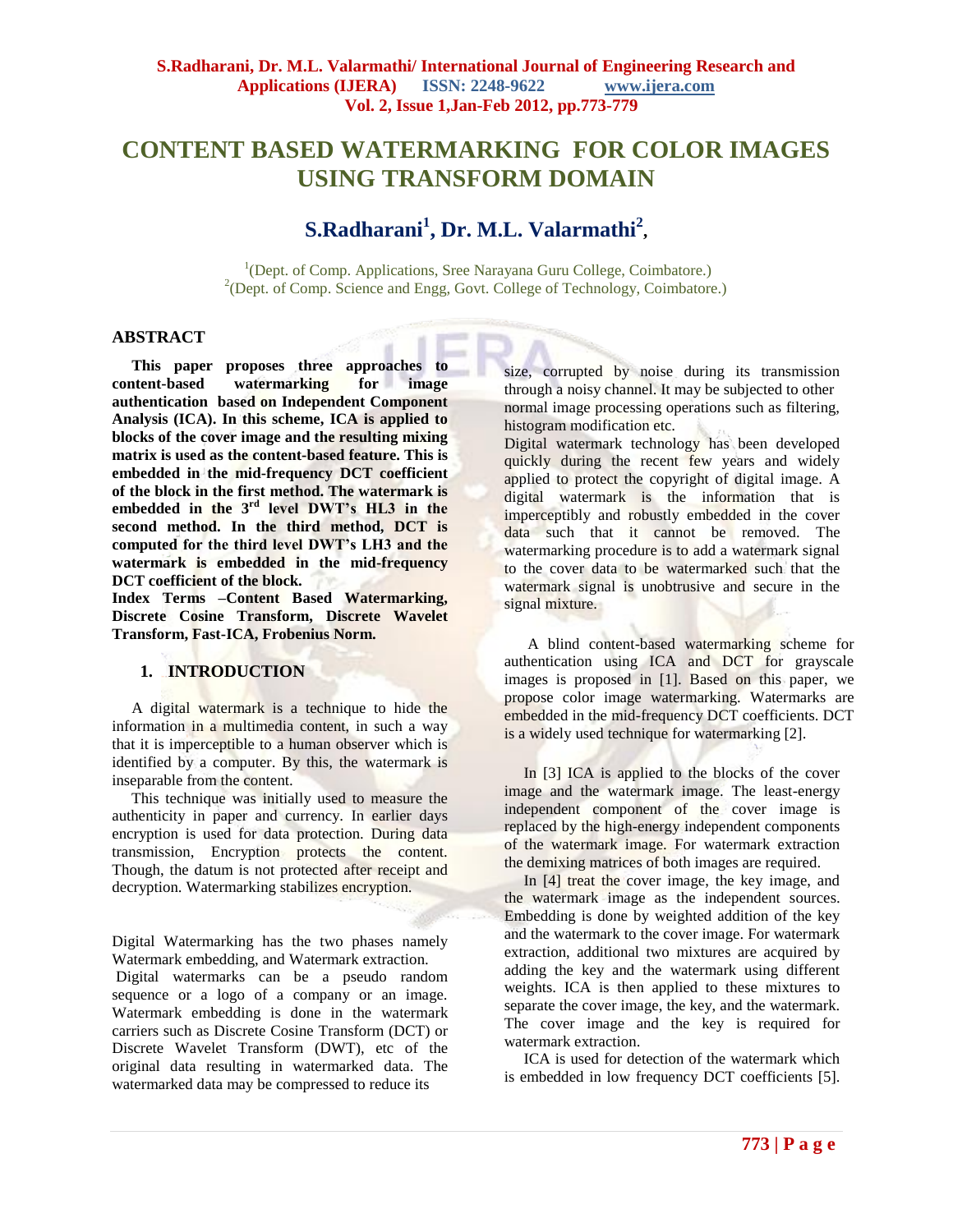# CONTENT BASED WATERMARKING FOR COLOR IMAGES USING TRANSFORM DOMAIN

## S.Radharani[1], Dr. M.L. Valarmathi[2],

[1](Dept. of Comp. Applications, Sree Narayana Guru College, Coimbatore.)
[2](Dept. of Comp. Science and Engg, Govt. College of Technology, Coimbatore.)

## ABSTRACT

**This paper proposes three approaches to content-based watermarking for image authentication based on Independent Component Analysis (ICA). In this scheme, ICA is applied to blocks of the cover image and the resulting mixing matrix is used as the content-based feature. This is embedded in the mid-frequency DCT coefficient of the block in the first method. The watermark is embedded in the 3rd level DWT's HL3 in the second method. In the third method, DCT is computed for the third level DWT's LH3 and the watermark is embedded in the mid-frequency DCT coefficient of the block.**

**Index Terms –Content Based Watermarking, Discrete Cosine Transform, Discrete Wavelet Transform, Fast-ICA, Frobenius Norm.**

## 1. INTRODUCTION

A digital watermark is a technique to hide the information in a multimedia content, in such a way that it is imperceptible to a human observer which is identified by a computer. By this, the watermark is inseparable from the content.

This technique was initially used to measure the authenticity in paper and currency. In earlier days encryption is used for data protection. During data transmission, Encryption protects the content. Though, the datum is not protected after receipt and decryption. Watermarking stabilizes encryption.

Digital Watermarking has the two phases namely Watermark embedding, and Watermark extraction.
Digital watermarks can be a pseudo random sequence or a logo of a company or an image. Watermark embedding is done in the watermark carriers such as Discrete Cosine Transform (DCT) or Discrete Wavelet Transform (DWT), etc of the original data resulting in watermarked data. The watermarked data may be compressed to reduce its size, corrupted by noise during its transmission through a noisy channel. It may be subjected to other normal image processing operations such as filtering, histogram modification etc.
Digital watermark technology has been developed quickly during the recent few years and widely applied to protect the copyright of digital image. A digital watermark is the information that is imperceptibly and robustly embedded in the cover data such that it cannot be removed. The watermarking procedure is to add a watermark signal to the cover data to be watermarked such that the watermark signal is unobtrusive and secure in the signal mixture.

A blind content-based watermarking scheme for authentication using ICA and DCT for grayscale images is proposed in [1]. Based on this paper, we propose color image watermarking. Watermarks are embedded in the mid-frequency DCT coefficients. DCT is a widely used technique for watermarking [2].

In [3] ICA is applied to the blocks of the cover image and the watermark image. The least-energy independent component of the cover image is replaced by the high-energy independent components of the watermark image. For watermark extraction the demixing matrices of both images are required.

In [4] treat the cover image, the key image, and the watermark image as the independent sources. Embedding is done by weighted addition of the key and the watermark to the cover image. For watermark extraction, additional two mixtures are acquired by adding the key and the watermark using different weights. ICA is then applied to these mixtures to separate the cover image, the key, and the watermark. The cover image and the key is required for watermark extraction.

ICA is used for detection of the watermark which is embedded in low frequency DCT coefficients [5].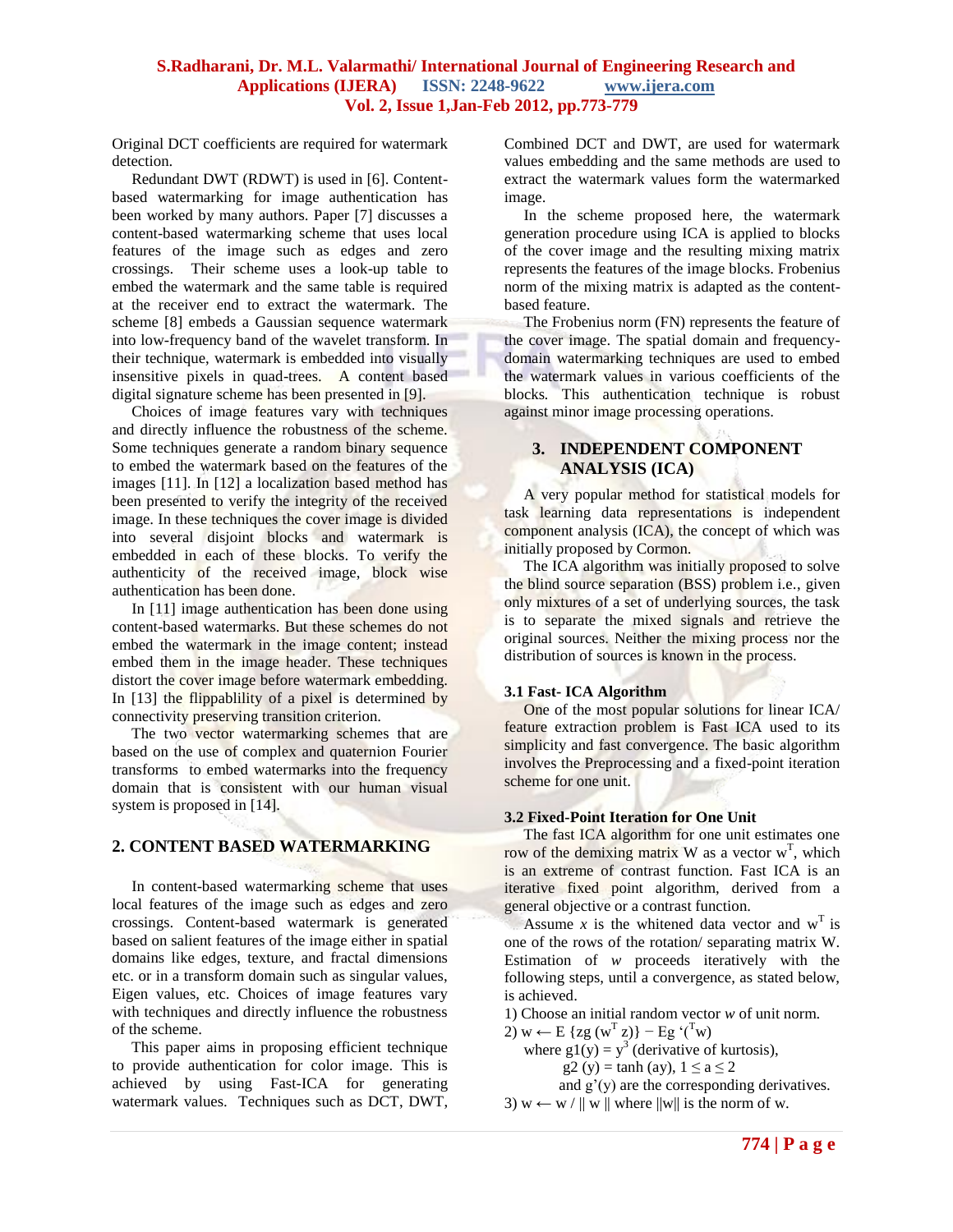Original DCT coefficients are required for watermark detection.

Redundant DWT (RDWT) is used in [6]. Content-based watermarking for image authentication has been worked by many authors. Paper [7] discusses a content-based watermarking scheme that uses local features of the image such as edges and zero crossings. Their scheme uses a look-up table to embed the watermark and the same table is required at the receiver end to extract the watermark. The scheme [8] embeds a Gaussian sequence watermark into low-frequency band of the wavelet transform. In their technique, watermark is embedded into visually insensitive pixels in quad-trees. A content based digital signature scheme has been presented in [9].

Choices of image features vary with techniques and directly influence the robustness of the scheme. Some techniques generate a random binary sequence to embed the watermark based on the features of the images [11]. In [12] a localization based method has been presented to verify the integrity of the received image. In these techniques the cover image is divided into several disjoint blocks and watermark is embedded in each of these blocks. To verify the authenticity of the received image, block wise authentication has been done.

In [11] image authentication has been done using content-based watermarks. But these schemes do not embed the watermark in the image content; instead embed them in the image header. These techniques distort the cover image before watermark embedding. In [13] the flippablility of a pixel is determined by connectivity preserving transition criterion.

The two vector watermarking schemes that are based on the use of complex and quaternion Fourier transforms to embed watermarks into the frequency domain that is consistent with our human visual system is proposed in [14].

## 2. CONTENT BASED WATERMARKING

In content-based watermarking scheme that uses local features of the image such as edges and zero crossings. Content-based watermark is generated based on salient features of the image either in spatial domains like edges, texture, and fractal dimensions etc. or in a transform domain such as singular values, Eigen values, etc. Choices of image features vary with techniques and directly influence the robustness of the scheme.

This paper aims in proposing efficient technique to provide authentication for color image. This is achieved by using Fast-ICA for generating watermark values. Techniques such as DCT, DWT, Combined DCT and DWT, are used for watermark values embedding and the same methods are used to extract the watermark values form the watermarked image.

In the scheme proposed here, the watermark generation procedure using ICA is applied to blocks of the cover image and the resulting mixing matrix represents the features of the image blocks. Frobenius norm of the mixing matrix is adapted as the content-based feature.

The Frobenius norm (FN) represents the feature of the cover image. The spatial domain and frequency-domain watermarking techniques are used to embed the watermark values in various coefficients of the blocks. This authentication technique is robust against minor image processing operations.

## 3. INDEPENDENT COMPONENT ANALYSIS (ICA)

A very popular method for statistical models for task learning data representations is independent component analysis (ICA), the concept of which was initially proposed by Cormon.

The ICA algorithm was initially proposed to solve the blind source separation (BSS) problem i.e., given only mixtures of a set of underlying sources, the task is to separate the mixed signals and retrieve the original sources. Neither the mixing process nor the distribution of sources is known in the process.

### 3.1 Fast- ICA Algorithm

One of the most popular solutions for linear ICA/ feature extraction problem is Fast ICA used to its simplicity and fast convergence. The basic algorithm involves the Preprocessing and a fixed-point iteration scheme for one unit.

### 3.2 Fixed-Point Iteration for One Unit

The fast ICA algorithm for one unit estimates one row of the demixing matrix W as a vector $w^T$, which is an extreme of contrast function. Fast ICA is an iterative fixed point algorithm, derived from a general objective or a contrast function.

Assume *x* is the whitened data vector and $w^T$ is one of the rows of the rotation/ separating matrix W. Estimation of *w* proceeds iteratively with the following steps, until a convergence, as stated below, is achieved.

1) Choose an initial random vector *w* of unit norm.

2) $w \leftarrow E\{zg(w^T z)\} - Eg'({}^T w)$

where $g1(y) = y^3$ (derivative of kurtosis),

$g2(y) = \tanh(ay)$, $1 \leq a \leq 2$

and $g'(y)$ are the corresponding derivatives.

3) $w \leftarrow w / \| w \|$ where $\|w\|$ is the norm of w.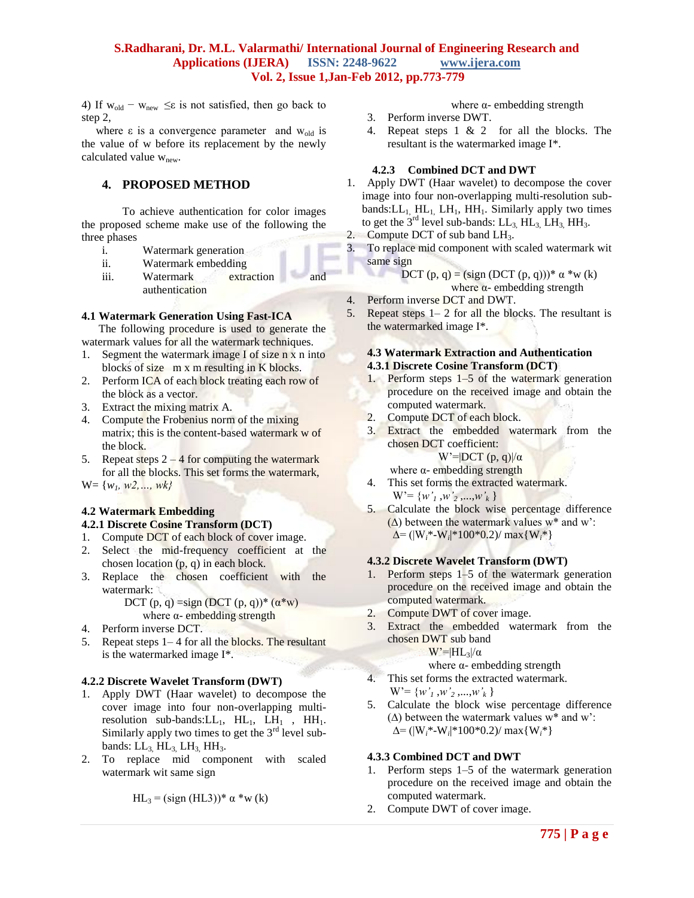4) If $w_{old} - w_{new} \leq \varepsilon$ is not satisfied, then go back to step 2,

where $\varepsilon$ is a convergence parameter and $w_{old}$ is the value of w before its replacement by the newly calculated value $w_{new}$.

## 4. PROPOSED METHOD

To achieve authentication for color images the proposed scheme make use of the following the three phases

- i. Watermark generation
- ii. Watermark embedding
- iii. Watermark extraction and authentication

### 4.1 Watermark Generation Using Fast-ICA

The following procedure is used to generate the watermark values for all the watermark techniques.

1. Segment the watermark image I of size n x n into blocks of size m x m resulting in K blocks.
2. Perform ICA of each block treating each row of the block as a vector.
3. Extract the mixing matrix A.
4. Compute the Frobenius norm of the mixing matrix; this is the content-based watermark w of the block.
5. Repeat steps 2 – 4 for computing the watermark for all the blocks. This set forms the watermark,

W= $\{w_1, w2,\ldots, wk\}$

### 4.2 Watermark Embedding

#### 4.2.1 Discrete Cosine Transform (DCT)

1. Compute DCT of each block of cover image.
2. Select the mid-frequency coefficient at the chosen location (p, q) in each block.
3. Replace the chosen coefficient with the watermark:

   DCT (p, q) =sign (DCT (p, q))* ($\alpha$*w)

   where $\alpha$- embedding strength
4. Perform inverse DCT.
5. Repeat steps 1– 4 for all the blocks. The resultant is the watermarked image I*.

#### 4.2.2 Discrete Wavelet Transform (DWT)

1. Apply DWT (Haar wavelet) to decompose the cover image into four non-overlapping multi-resolution sub-bands:$LL_1$, $HL_1$, $LH_1$ , $HH_1$. Similarly apply two times to get the 3[rd] level sub-bands: $LL_3$, $HL_3$, $LH_3$, $HH_3$.
2. To replace mid component with scaled watermark wit same sign

   $HL_3$ = (sign (HL3))* $\alpha$ *w (k)

   where $\alpha$- embedding strength
3. Perform inverse DWT.
4. Repeat steps 1 & 2 for all the blocks. The resultant is the watermarked image I*.

#### 4.2.3 Combined DCT and DWT

1. Apply DWT (Haar wavelet) to decompose the cover image into four non-overlapping multi-resolution sub-bands:$LL_1$, $HL_1$, $LH_1$, $HH_1$. Similarly apply two times to get the 3[rd] level sub-bands: $LL_3$, $HL_3$, $LH_3$, $HH_3$.
2. Compute DCT of sub band $LH_3$.
3. To replace mid component with scaled watermark wit same sign

   DCT (p, q) = (sign (DCT (p, q)))* $\alpha$ *w (k)

   where $\alpha$- embedding strength
4. Perform inverse DCT and DWT.
5. Repeat steps 1– 2 for all the blocks. The resultant is the watermarked image I*.

### 4.3 Watermark Extraction and Authentication

#### 4.3.1 Discrete Cosine Transform (DCT)

1. Perform steps 1–5 of the watermark generation procedure on the received image and obtain the computed watermark.
2. Compute DCT of each block.
3. Extract the embedded watermark from the chosen DCT coefficient:

   W'=|DCT (p, q)|/$\alpha$

   where $\alpha$- embedding strength
4. This set forms the extracted watermark.

   W'= $\{w'_1, w'_2,\ldots,w'_k\}$
5. Calculate the block wise percentage difference ($\Delta$) between the watermark values w* and w':

   $\Delta$= ($|W_i^*-W_i|$*100*0.2)/ max$\{W_i^*\}$

#### 4.3.2 Discrete Wavelet Transform (DWT)

1. Perform steps 1–5 of the watermark generation procedure on the received image and obtain the computed watermark.
2. Compute DWT of cover image.
3. Extract the embedded watermark from the chosen DWT sub band

   W'=$|HL_3|$/$\alpha$

   where $\alpha$- embedding strength
4. This set forms the extracted watermark.

   W'= $\{w'_1, w'_2,\ldots,w'_k\}$
5. Calculate the block wise percentage difference ($\Delta$) between the watermark values w* and w':

   $\Delta$= ($|W_i^*-W_i|$*100*0.2)/ max$\{W_i^*\}$

#### 4.3.3 Combined DCT and DWT

1. Perform steps 1–5 of the watermark generation procedure on the received image and obtain the computed watermark.
2. Compute DWT of cover image.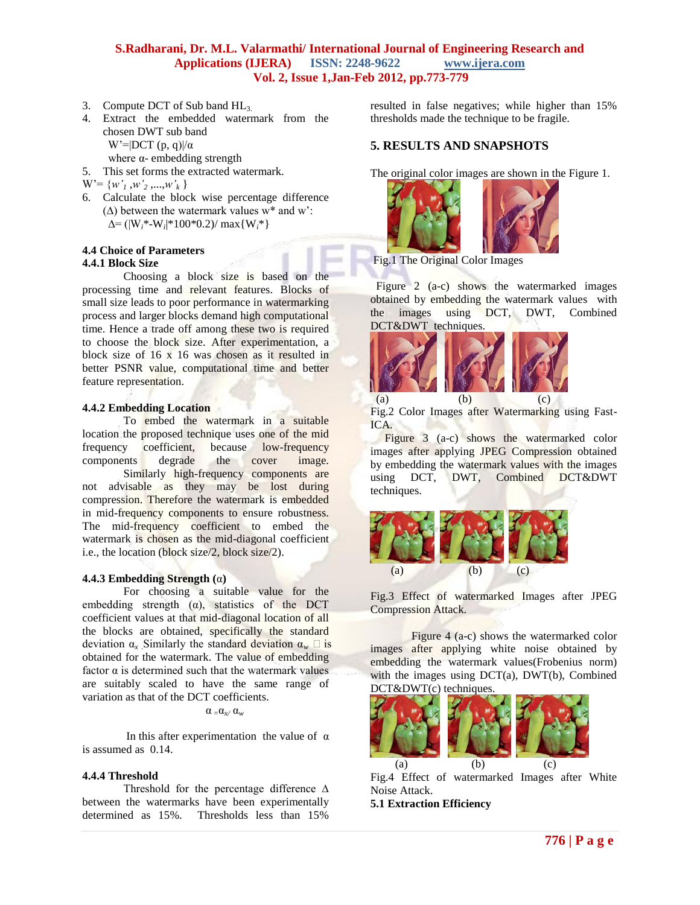3. Compute DCT of Sub band $HL_3$.
4. Extract the embedded watermark from the chosen DWT sub band
   $W' = |DCT (p, q)|/\alpha$
   where α- embedding strength
5. This set forms the extracted watermark.

$W' = \{w'_1, w'_2, ..., w'_k\}$

6. Calculate the block wise percentage difference (Δ) between the watermark values w* and w':
   $\Delta = (|W_i^* - W_i| * 100 * 0.2) / \max\{W_i^*\}$

### 4.4 Choice of Parameters

#### 4.4.1 Block Size

Choosing a block size is based on the processing time and relevant features. Blocks of small size leads to poor performance in watermarking process and larger blocks demand high computational time. Hence a trade off among these two is required to choose the block size. After experimentation, a block size of 16 x 16 was chosen as it resulted in better PSNR value, computational time and better feature representation.

#### 4.4.2 Embedding Location

To embed the watermark in a suitable location the proposed technique uses one of the mid frequency coefficient, because low-frequency components degrade the cover image. Similarly high-frequency components are not advisable as they may be lost during compression. Therefore the watermark is embedded in mid-frequency components to ensure robustness. The mid-frequency coefficient to embed the watermark is chosen as the mid-diagonal coefficient i.e., the location (block size/2, block size/2).

#### 4.4.3 Embedding Strength (α)

For choosing a suitable value for the embedding strength (α), statistics of the DCT coefficient values at that mid-diagonal location of all the blocks are obtained, specifically the standard deviation $\alpha_x$. Similarly the standard deviation $\alpha_w$ is obtained for the watermark. The value of embedding factor α is determined such that the watermark values are suitably scaled to have the same range of variation as that of the DCT coefficients.

$$\alpha = \alpha_x / \alpha_w$$

In this after experimentation the value of α is assumed as 0.14.

#### 4.4.4 Threshold

Threshold for the percentage difference Δ between the watermarks have been experimentally determined as 15%. Thresholds less than 15% resulted in false negatives; while higher than 15% thresholds made the technique to be fragile.

## 5. RESULTS AND SNAPSHOTS

The original color images are shown in the Figure 1.

Fig.1 The Original Color Images

Figure 2 (a-c) shows the watermarked images obtained by embedding the watermark values with the images using DCT, DWT, Combined DCT&DWT techniques.

(a) (b) (c)

Fig.2 Color Images after Watermarking using Fast-ICA.

Figure 3 (a-c) shows the watermarked color images after applying JPEG Compression obtained by embedding the watermark values with the images using DCT, DWT, Combined DCT&DWT techniques.

(a) (b) (c)

Fig.3 Effect of watermarked Images after JPEG Compression Attack.

Figure 4 (a-c) shows the watermarked color images after applying white noise obtained by embedding the watermark values(Frobenius norm) with the images using DCT(a), DWT(b), Combined DCT&DWT(c) techniques.

(a) (b) (c)

Fig.4 Effect of watermarked Images after White Noise Attack.

### 5.1 Extraction Efficiency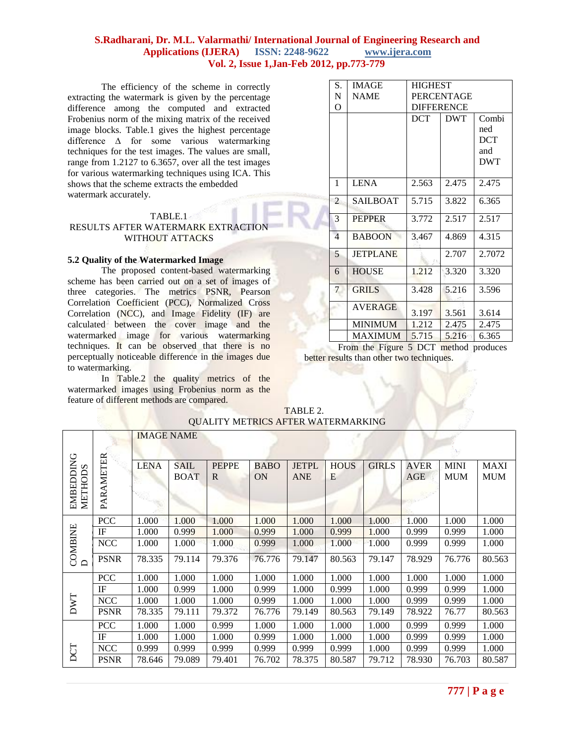The efficiency of the scheme in correctly extracting the watermark is given by the percentage difference among the computed and extracted Frobenius norm of the mixing matrix of the received image blocks. Table.1 gives the highest percentage difference Δ for some various watermarking techniques for the test images. The values are small, range from 1.2127 to 6.3657, over all the test images for various watermarking techniques using ICA. This shows that the scheme extracts the embedded watermark accurately.

TABLE.1
RESULTS AFTER WATERMARK EXTRACTION WITHOUT ATTACKS

| S. NO | IMAGE NAME | HIGHEST PERCENTAGE DIFFERENCE | | |
|---|---|---|---|---|
| | | DCT | DWT | Combined DCT and DWT |
| 1 | LENA | 2.563 | 2.475 | 2.475 |
| 2 | SAILBOAT | 5.715 | 3.822 | 6.365 |
| 3 | PEPPER | 3.772 | 2.517 | 2.517 |
| 4 | BABOON | 3.467 | 4.869 | 4.315 |
| 5 | JETPLANE | | 2.707 | 2.7072 |
| 6 | HOUSE | 1.212 | 3.320 | 3.320 |
| 7 | GRILS | 3.428 | 5.216 | 3.596 |
| | AVERAGE | 3.197 | 3.561 | 3.614 |
| | MINIMUM | 1.212 | 2.475 | 2.475 |
| | MAXIMUM | 5.715 | 5.216 | 6.365 |

From the Figure 5 DCT method produces better results than other two techniques.

### 5.2 Quality of the Watermarked Image

The proposed content-based watermarking scheme has been carried out on a set of images of three categories. The metrics PSNR, Pearson Correlation Coefficient (PCC), Normalized Cross Correlation (NCC), and Image Fidelity (IF) are calculated between the cover image and the watermarked image for various watermarking techniques. It can be observed that there is no perceptually noticeable difference in the images due to watermarking.

In Table.2 the quality metrics of the watermarked images using Frobenius norm as the feature of different methods are compared.

TABLE 2.
QUALITY METRICS AFTER WATERMARKING

| EMBEDDING METHODS | PARAMETER | IMAGE NAME | | | | | | | | | |
|---|---|---|---|---|---|---|---|---|---|---|---|
| | | LENA | SAIL BOAT | PEPPER | BABOON | JETPLANE | HOUSE | GIRLS | AVERAGE | MINIMUM | MAXIMUM |
| COMBINED | PCC | 1.000 | 1.000 | 1.000 | 1.000 | 1.000 | 1.000 | 1.000 | 1.000 | 1.000 | 1.000 |
| | IF | 1.000 | 0.999 | 1.000 | 0.999 | 1.000 | 0.999 | 1.000 | 0.999 | 0.999 | 1.000 |
| | NCC | 1.000 | 1.000 | 1.000 | 0.999 | 1.000 | 1.000 | 1.000 | 0.999 | 0.999 | 1.000 |
| | PSNR | 78.335 | 79.114 | 79.376 | 76.776 | 79.147 | 80.563 | 79.147 | 78.929 | 76.776 | 80.563 |
| DWT | PCC | 1.000 | 1.000 | 1.000 | 1.000 | 1.000 | 1.000 | 1.000 | 1.000 | 1.000 | 1.000 |
| | IF | 1.000 | 0.999 | 1.000 | 0.999 | 1.000 | 0.999 | 1.000 | 0.999 | 0.999 | 1.000 |
| | NCC | 1.000 | 1.000 | 1.000 | 0.999 | 1.000 | 1.000 | 1.000 | 0.999 | 0.999 | 1.000 |
| | PSNR | 78.335 | 79.111 | 79.372 | 76.776 | 79.149 | 80.563 | 79.149 | 78.922 | 76.77 | 80.563 |
| DCT | PCC | 1.000 | 1.000 | 0.999 | 1.000 | 1.000 | 1.000 | 1.000 | 0.999 | 0.999 | 1.000 |
| | IF | 1.000 | 1.000 | 1.000 | 0.999 | 1.000 | 1.000 | 1.000 | 0.999 | 0.999 | 1.000 |
| | NCC | 0.999 | 0.999 | 0.999 | 0.999 | 0.999 | 0.999 | 1.000 | 0.999 | 0.999 | 1.000 |
| | PSNR | 78.646 | 79.089 | 79.401 | 76.702 | 78.375 | 80.587 | 79.712 | 78.930 | 76.703 | 80.587 |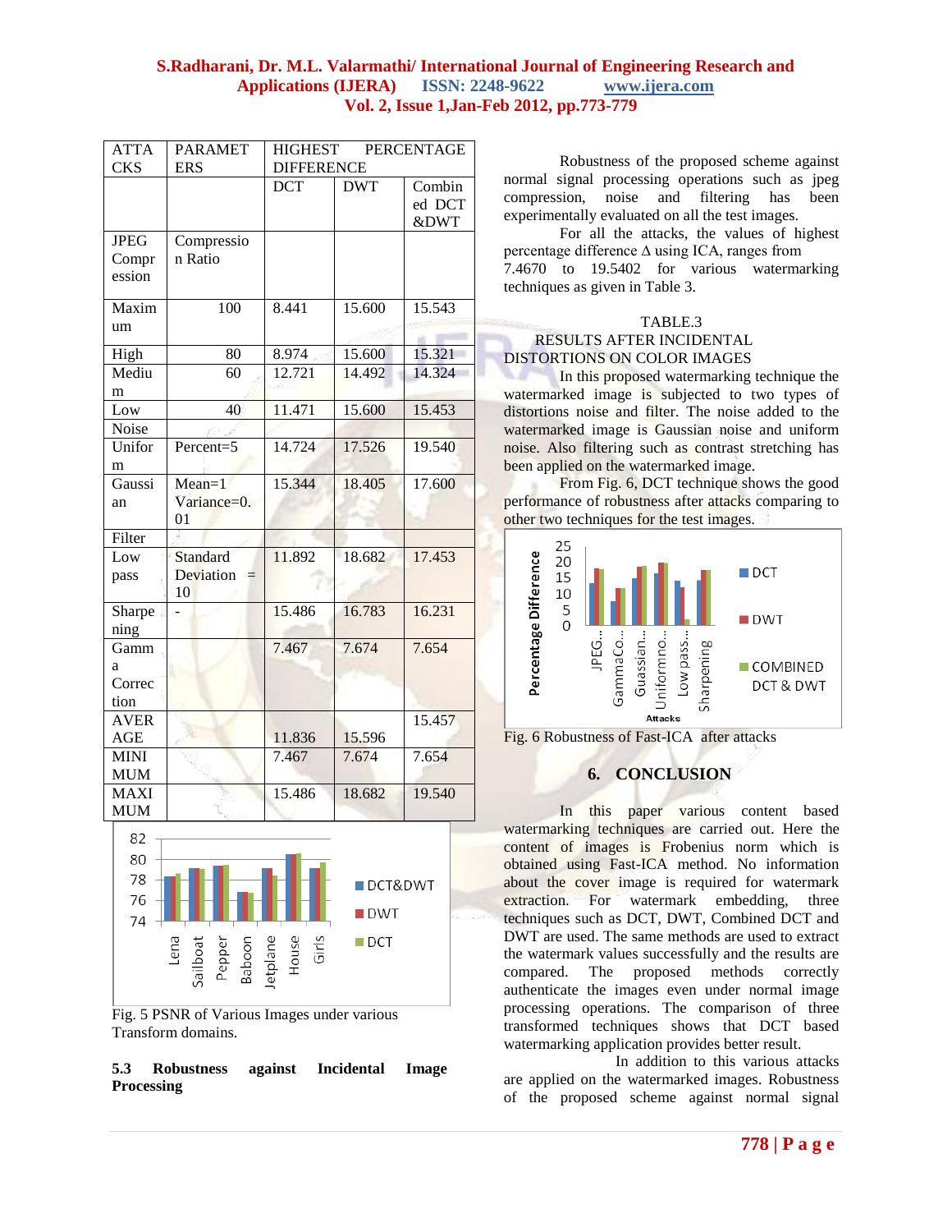| ATTACKS | PARAMETERS | HIGHEST PERCENTAGE DIFFERENCE | | |
|---|---|---|---|---|
| | | DCT | DWT | Combined DCT &DWT |
| JPEG Compression | Compression Ratio | | | |
| Maximum | 100 | 8.441 | 15.600 | 15.543 |
| High | 80 | 8.974 | 15.600 | 15.321 |
| Medium | 60 | 12.721 | 14.492 | 14.324 |
| Low | 40 | 11.471 | 15.600 | 15.453 |
| Noise | | | | |
| Uniform | Percent=5 | 14.724 | 17.526 | 19.540 |
| Gaussian | Mean=1 Variance=0.01 | 15.344 | 18.405 | 17.600 |
| Filter | | | | |
| Low pass | Standard Deviation = 10 | 11.892 | 18.682 | 17.453 |
| Sharpening | - | 15.486 | 16.783 | 16.231 |
| Gamma Correction | | 7.467 | 7.674 | 7.654 |
| AVERAGE | | 11.836 | 15.596 | 15.457 |
| MINIMUM | | 7.467 | 7.674 | 7.654 |
| MAXIMUM | | 15.486 | 18.682 | 19.540 |

Fig. 5 PSNR of Various Images under various Transform domains.

### 5.3 Robustness against Incidental Image Processing

Robustness of the proposed scheme against normal signal processing operations such as jpeg compression, noise and filtering has been experimentally evaluated on all the test images.

For all the attacks, the values of highest percentage difference Δ using ICA, ranges from 7.4670 to 19.5402 for various watermarking techniques as given in Table 3.

TABLE.3
RESULTS AFTER INCIDENTAL DISTORTIONS ON COLOR IMAGES

In this proposed watermarking technique the watermarked image is subjected to two types of distortions noise and filter. The noise added to the watermarked image is Gaussian noise and uniform noise. Also filtering such as contrast stretching has been applied on the watermarked image.

From Fig. 6, DCT technique shows the good performance of robustness after attacks comparing to other two techniques for the test images.

Fig. 6 Robustness of Fast-ICA after attacks

## 6. CONCLUSION

In this paper various content based watermarking techniques are carried out. Here the content of images is Frobenius norm which is obtained using Fast-ICA method. No information about the cover image is required for watermark extraction. For watermark embedding, three techniques such as DCT, DWT, Combined DCT and DWT are used. The same methods are used to extract the watermark values successfully and the results are compared. The proposed methods correctly authenticate the images even under normal image processing operations. The comparison of three transformed techniques shows that DCT based watermarking application provides better result.

In addition to this various attacks are applied on the watermarked images. Robustness of the proposed scheme against normal signal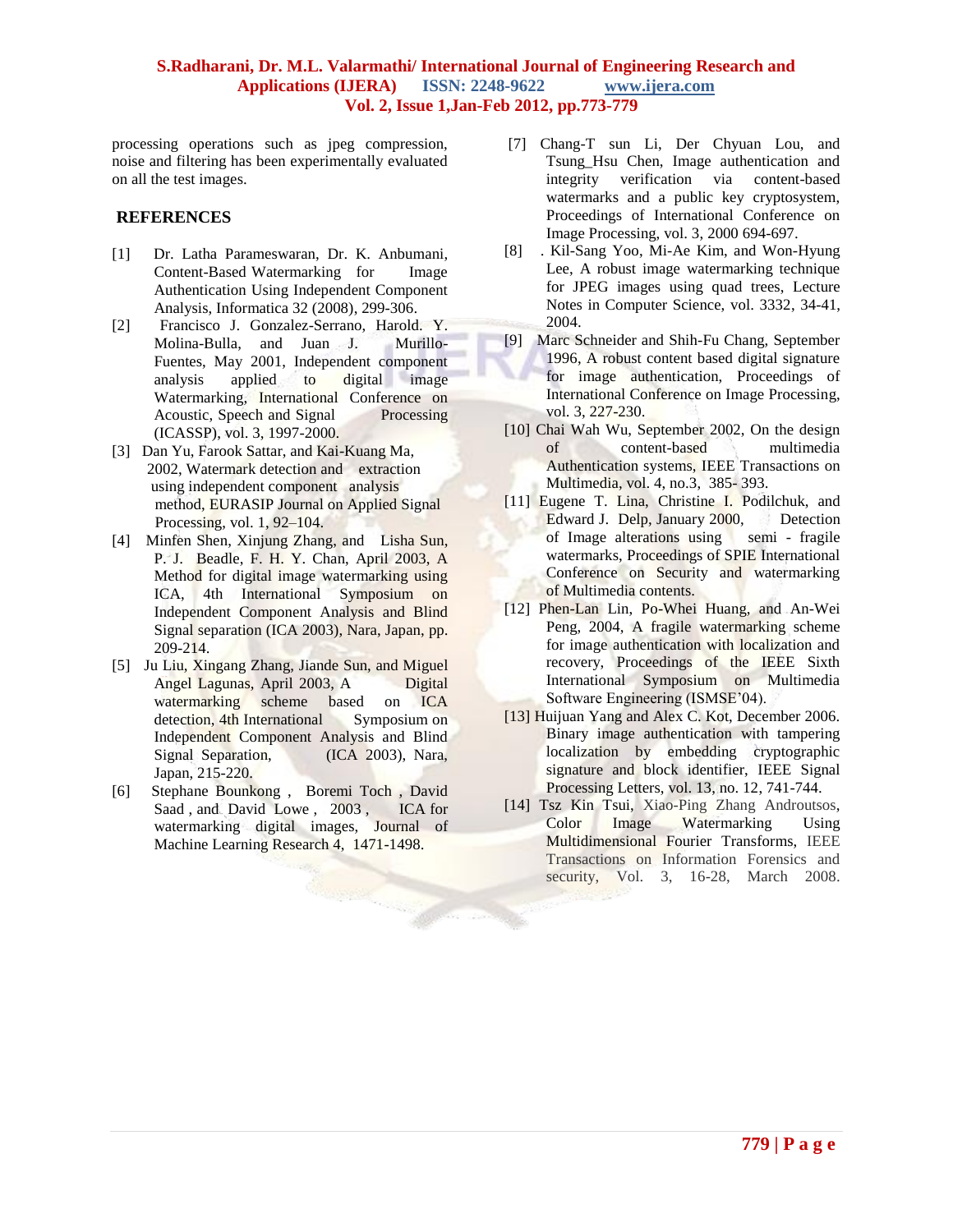processing operations such as jpeg compression, noise and filtering has been experimentally evaluated on all the test images.

## REFERENCES

[1] Dr. Latha Parameswaran, Dr. K. Anbumani, Content-Based Watermarking for Image Authentication Using Independent Component Analysis, Informatica 32 (2008), 299-306.

[2] Francisco J. Gonzalez-Serrano, Harold. Y. Molina-Bulla, and Juan J. Murillo-Fuentes, May 2001, Independent component analysis applied to digital image Watermarking, International Conference on Acoustic, Speech and Signal Processing (ICASSP), vol. 3, 1997-2000.

[3] Dan Yu, Farook Sattar, and Kai-Kuang Ma, 2002, Watermark detection and extraction using independent component analysis method, EURASIP Journal on Applied Signal Processing, vol. 1, 92–104.

[4] Minfen Shen, Xinjung Zhang, and Lisha Sun, P. J. Beadle, F. H. Y. Chan, April 2003, A Method for digital image watermarking using ICA, 4th International Symposium on Independent Component Analysis and Blind Signal separation (ICA 2003), Nara, Japan, pp. 209-214.

[5] Ju Liu, Xingang Zhang, Jiande Sun, and Miguel Angel Lagunas, April 2003, A Digital watermarking scheme based on ICA detection, 4th International Symposium on Independent Component Analysis and Blind Signal Separation, (ICA 2003), Nara, Japan, 215-220.

[6] Stephane Bounkong , Boremi Toch , David Saad , and David Lowe , 2003 , ICA for watermarking digital images, Journal of Machine Learning Research 4, 1471-1498.

[7] Chang-T sun Li, Der Chyuan Lou, and Tsung_Hsu Chen, Image authentication and integrity verification via content-based watermarks and a public key cryptosystem, Proceedings of International Conference on Image Processing, vol. 3, 2000 694-697.

[8] . Kil-Sang Yoo, Mi-Ae Kim, and Won-Hyung Lee, A robust image watermarking technique for JPEG images using quad trees, Lecture Notes in Computer Science, vol. 3332, 34-41, 2004.

[9] Marc Schneider and Shih-Fu Chang, September 1996, A robust content based digital signature for image authentication, Proceedings of International Conference on Image Processing, vol. 3, 227-230.

[10] Chai Wah Wu, September 2002, On the design of content-based multimedia Authentication systems, IEEE Transactions on Multimedia, vol. 4, no.3, 385- 393.

[11] Eugene T. Lina, Christine I. Podilchuk, and Edward J. Delp, January 2000, Detection of Image alterations using semi - fragile watermarks, Proceedings of SPIE International Conference on Security and watermarking of Multimedia contents.

[12] Phen-Lan Lin, Po-Whei Huang, and An-Wei Peng, 2004, A fragile watermarking scheme for image authentication with localization and recovery, Proceedings of the IEEE Sixth International Symposium on Multimedia Software Engineering (ISMSE'04).

[13] Huijuan Yang and Alex C. Kot, December 2006. Binary image authentication with tampering localization by embedding cryptographic signature and block identifier, IEEE Signal Processing Letters, vol. 13, no. 12, 741-744.

[14] Tsz Kin Tsui, Xiao-Ping Zhang Androutsos, Color Image Watermarking Using Multidimensional Fourier Transforms, IEEE Transactions on Information Forensics and security, Vol. 3, 16-28, March 2008.